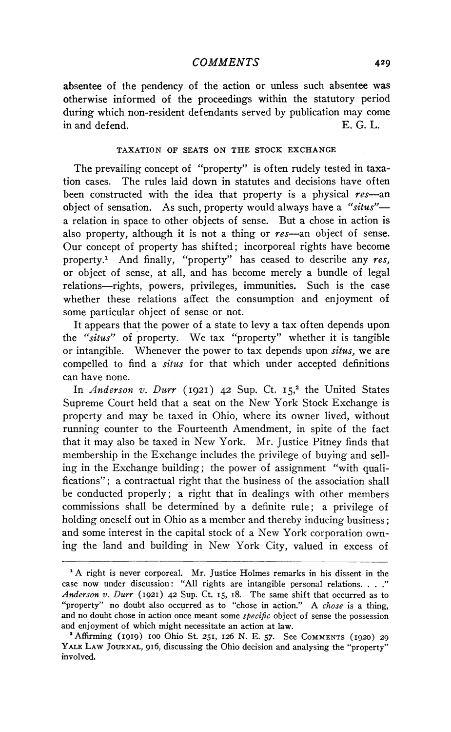absentee of the pendency of the action or unless such absentee was otherwise informed of the proceedings within the statutory period during which non-resident defendants served by publication may come in and defend.

E. G. L.

## TAXATION OF SEATS ON THE STOCK EXCHANGE

The prevailing concept of "property" is often rudely tested in taxation cases. The rules laid down in statutes and decisions have often been constructed with the idea that property is a physical *res*—an object of sensation. As such, property would always have a *"situs"*—a relation in space to other objects of sense. But a chose in action is also property, although it is not a thing or *res*—an object of sense. Our concept of property has shifted; incorporeal rights have become property.[1] And finally, "property" has ceased to describe any *res*, or object of sense, at all, and has become merely a bundle of legal relations—rights, powers, privileges, immunities. Such is the case whether these relations affect the consumption and enjoyment of some particular object of sense or not.

It appears that the power of a state to levy a tax often depends upon the *"situs"* of property. We tax "property" whether it is tangible or intangible. Whenever the power to tax depends upon *situs*, we are compelled to find a *situs* for that which under accepted definitions can have none.

In *Anderson v. Durr* (1921) 42 Sup. Ct. 15,[2] the United States Supreme Court held that a seat on the New York Stock Exchange is property and may be taxed in Ohio, where its owner lived, without running counter to the Fourteenth Amendment, in spite of the fact that it may also be taxed in New York. Mr. Justice Pitney finds that membership in the Exchange includes the privilege of buying and selling in the Exchange building; the power of assignment "with qualifications"; a contractual right that the business of the association shall be conducted properly; a right that in dealings with other members commissions shall be determined by a definite rule; a privilege of holding oneself out in Ohio as a member and thereby inducing business; and some interest in the capital stock of a New York corporation owning the land and building in New York City, valued in excess of

---

[1] A right is never corporeal. Mr. Justice Holmes remarks in his dissent in the case now under discussion: "All rights are intangible personal relations. . . ." *Anderson v. Durr* (1921) 42 Sup. Ct. 15, 18. The same shift that occurred as to "property" no doubt also occurred as to "chose in action." A *chose* is a thing, and no doubt chose in action once meant some *specific* object of sense the possession and enjoyment of which might necessitate an action at law.

[2] Affirming (1919) 100 Ohio St. 251, 126 N. E. 57. See COMMENTS (1920) 29 YALE LAW JOURNAL, 916, discussing the Ohio decision and analysing the "property" involved.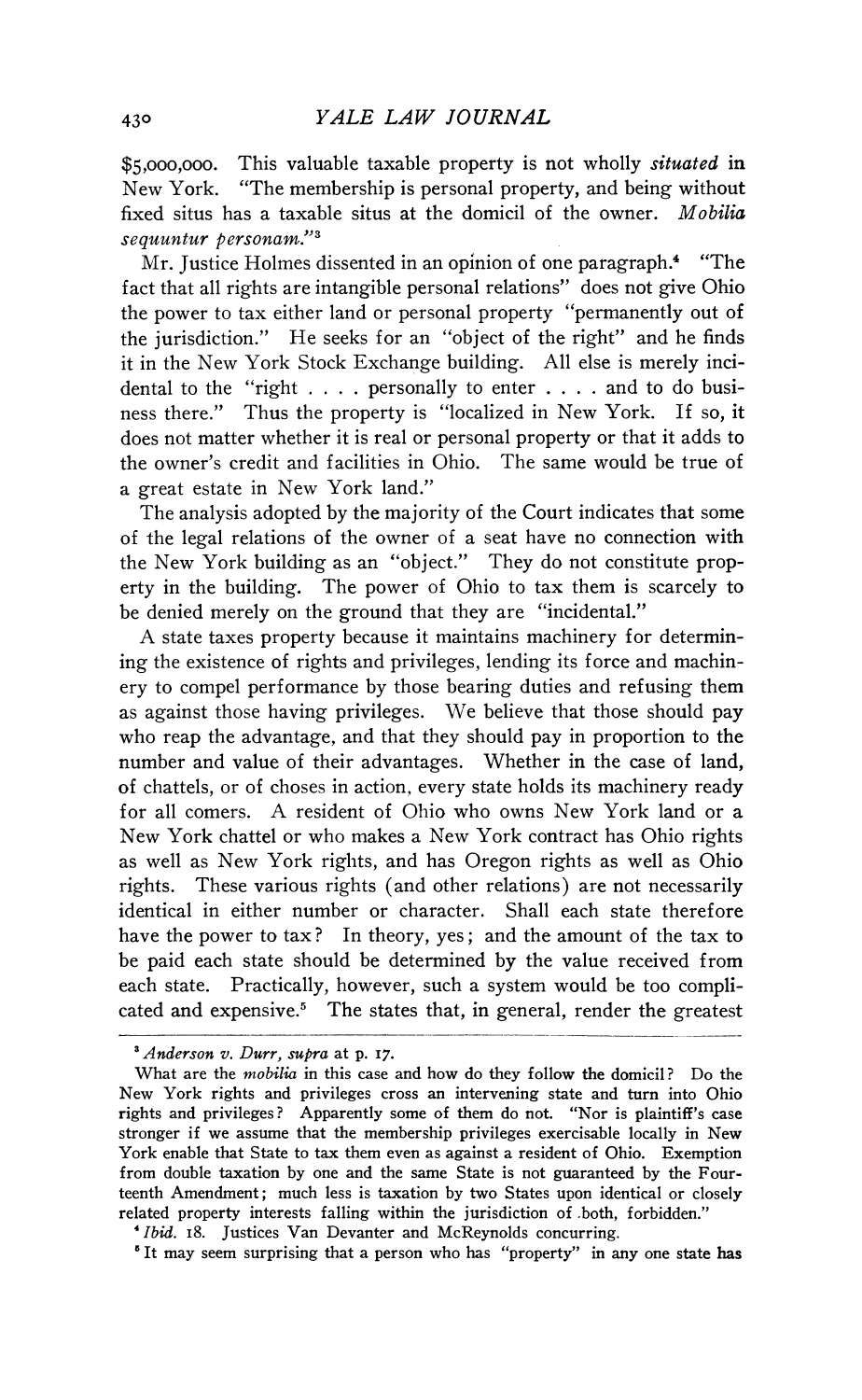$5,000,000. This valuable taxable property is not wholly *situated* in New York. "The membership is personal property, and being without fixed situs has a taxable situs at the domicil of the owner. *Mobilia sequuntur personam*."[3]

Mr. Justice Holmes dissented in an opinion of one paragraph.[4] "The fact that all rights are intangible personal relations" does not give Ohio the power to tax either land or personal property "permanently out of the jurisdiction." He seeks for an "object of the right" and he finds it in the New York Stock Exchange building. All else is merely incidental to the "right . . . . personally to enter . . . . and to do business there." Thus the property is "localized in New York. If so, it does not matter whether it is real or personal property or that it adds to the owner's credit and facilities in Ohio. The same would be true of a great estate in New York land."

The analysis adopted by the majority of the Court indicates that some of the legal relations of the owner of a seat have no connection with the New York building as an "object." They do not constitute property in the building. The power of Ohio to tax them is scarcely to be denied merely on the ground that they are "incidental."

A state taxes property because it maintains machinery for determining the existence of rights and privileges, lending its force and machinery to compel performance by those bearing duties and refusing them as against those having privileges. We believe that those should pay who reap the advantage, and that they should pay in proportion to the number and value of their advantages. Whether in the case of land, of chattels, or of choses in action, every state holds its machinery ready for all comers. A resident of Ohio who owns New York land or a New York chattel or who makes a New York contract has Ohio rights as well as New York rights, and has Oregon rights as well as Ohio rights. These various rights (and other relations) are not necessarily identical in either number or character. Shall each state therefore have the power to tax? In theory, yes; and the amount of the tax to be paid each state should be determined by the value received from each state. Practically, however, such a system would be too complicated and expensive.[5] The states that, in general, render the greatest

---

[3] *Anderson v. Durr, supra* at p. 17.

What are the *mobilia* in this case and how do they follow the domicil? Do the New York rights and privileges cross an intervening state and turn into Ohio rights and privileges? Apparently some of them do not. "Nor is plaintiff's case stronger if we assume that the membership privileges exercisable locally in New York enable that State to tax them even as against a resident of Ohio. Exemption from double taxation by one and the same State is not guaranteed by the Fourteenth Amendment; much less is taxation by two States upon identical or closely related property interests falling within the jurisdiction of both, forbidden."

[4] *Ibid.* 18. Justices Van Devanter and McReynolds concurring.

[5] It may seem surprising that a person who has "property" in any one state has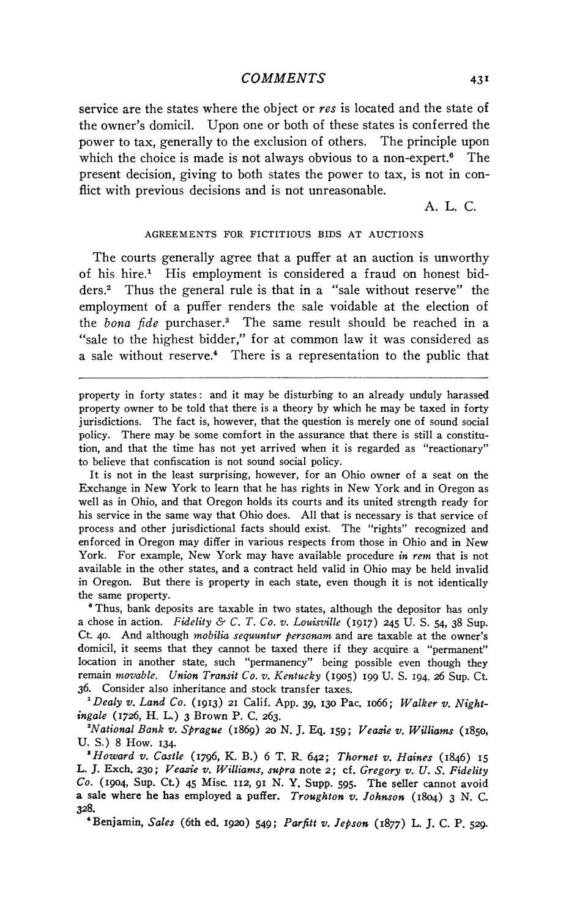service are the states where the object or *res* is located and the state of the owner's domicil. Upon one or both of these states is conferred the power to tax, generally to the exclusion of others. The principle upon which the choice is made is not always obvious to a non-expert.[6] The present decision, giving to both states the power to tax, is not in conflict with previous decisions and is not unreasonable.

A. L. C.

## AGREEMENTS FOR FICTITIOUS BIDS AT AUCTIONS

The courts generally agree that a puffer at an auction is unworthy of his hire.[1] His employment is considered a fraud on honest bidders.[2] Thus the general rule is that in a "sale without reserve" the employment of a puffer renders the sale voidable at the election of the *bona fide* purchaser.[3] The same result should be reached in a "sale to the highest bidder," for at common law it was considered as a sale without reserve.[4] There is a representation to the public that

---

property in forty states: and it may be disturbing to an already unduly harassed property owner to be told that there is a theory by which he may be taxed in forty jurisdictions. The fact is, however, that the question is merely one of sound social policy. There may be some comfort in the assurance that there is still a constitution, and that the time has not yet arrived when it is regarded as "reactionary" to believe that confiscation is not sound social policy.

It is not in the least surprising, however, for an Ohio owner of a seat on the Exchange in New York to learn that he has rights in New York and in Oregon as well as in Ohio, and that Oregon holds its courts and its united strength ready for his service in the same way that Ohio does. All that is necessary is that service of process and other jurisdictional facts should exist. The "rights" recognized and enforced in Oregon may differ in various respects from those in Ohio and in New York. For example, New York may have available procedure *in rem* that is not available in the other states, and a contract held valid in Ohio may be held invalid in Oregon. But there is property in each state, even though it is not identically the same property.

[6] Thus, bank deposits are taxable in two states, although the depositor has only a chose in action. *Fidelity & C. T. Co. v. Louisville* (1917) 245 U. S. 54, 38 Sup. Ct. 40. And although *mobilia sequuntur personam* and are taxable at the owner's domicil, it seems that they cannot be taxed there if they acquire a "permanent" location in another state, such "permanency" being possible even though they remain *movable*. *Union Transit Co. v. Kentucky* (1905) 199 U. S. 194, 26 Sup. Ct. 36. Consider also inheritance and stock transfer taxes.

[1] *Dealy v. Land Co.* (1913) 21 Calif. App. 39, 130 Pac. 1066; *Walker v. Nightingale* (1726, H. L.) 3 Brown P. C. 263.

[2] *National Bank v. Sprague* (1869) 20 N. J. Eq. 159; *Veazie v. Williams* (1850, U. S.) 8 How. 134.

[3] *Howard v. Castle* (1796, K. B.) 6 T. R. 642; *Thornet v. Haines* (1846) 15 L. J. Exch. 230; *Veazie v. Williams, supra* note 2; cf. *Gregory v. U. S. Fidelity Co.* (1904, Sup. Ct.) 45 Misc. 112, 91 N. Y. Supp. 595. The seller cannot avoid a sale where he has employed a puffer. *Troughton v. Johnson* (1804) 3 N. C. 328.

[4] Benjamin, *Sales* (6th ed. 1920) 549; *Parfitt v. Jepson* (1877) L. J. C. P. 529.